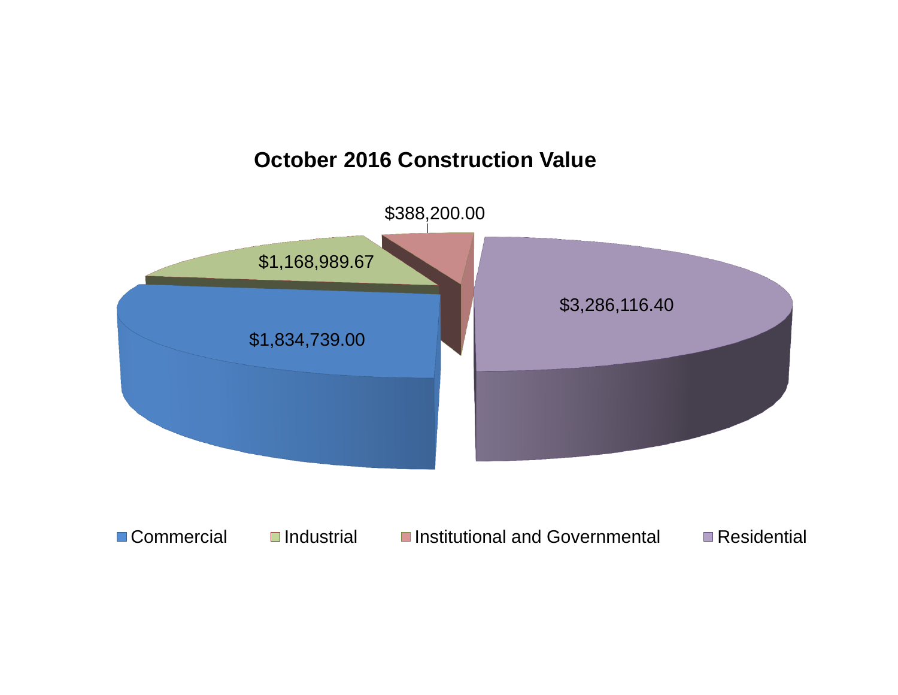## October 2016 Construction Value

| Category | Value |
|---|---|
| Commercial | $1,834,739.00 |
| Industrial | $1,168,989.67 |
| Institutional and Governmental | $388,200.00 |
| Residential | $3,286,116.40 |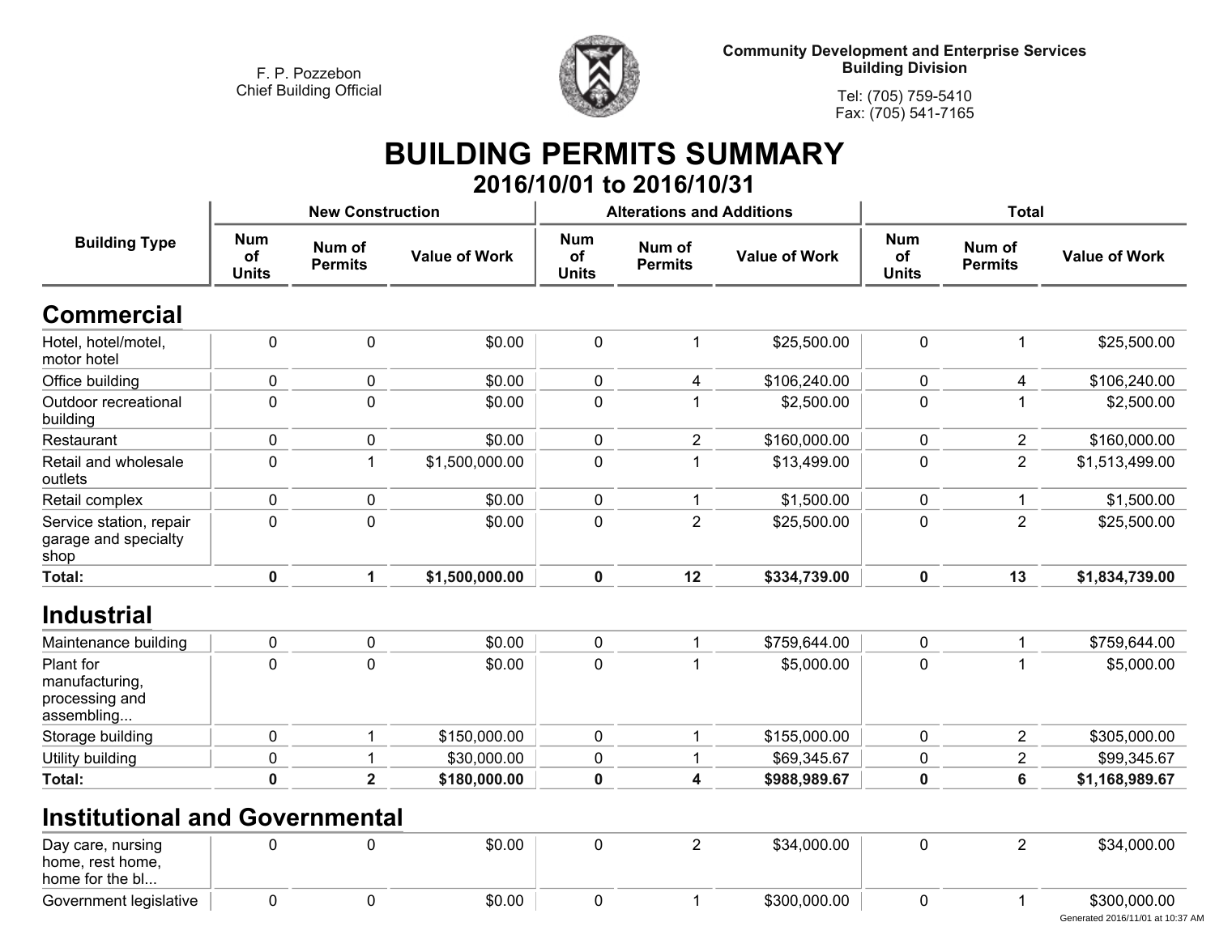F. P. Pozzebon
Chief Building Official

**Community Development and Enterprise Services**
**Building Division**

Tel: (705) 759-5410
Fax: (705) 541-7165

# BUILDING PERMITS SUMMARY

## 2016/10/01 to 2016/10/31

| Building Type | New Construction | | | Alterations and Additions | | | Total | | |
|---|---|---|---|---|---|---|---|---|---|
| | Num of Units | Num of Permits | Value of Work | Num of Units | Num of Permits | Value of Work | Num of Units | Num of Permits | Value of Work |
| **Commercial** | | | | | | | | | |
| Hotel, hotel/motel, motor hotel | 0 | 0 | $0.00 | 0 | 1 | $25,500.00 | 0 | 1 | $25,500.00 |
| Office building | 0 | 0 | $0.00 | 0 | 4 | $106,240.00 | 0 | 4 | $106,240.00 |
| Outdoor recreational building | 0 | 0 | $0.00 | 0 | 1 | $2,500.00 | 0 | 1 | $2,500.00 |
| Restaurant | 0 | 0 | $0.00 | 0 | 2 | $160,000.00 | 0 | 2 | $160,000.00 |
| Retail and wholesale outlets | 0 | 1 | $1,500,000.00 | 0 | 1 | $13,499.00 | 0 | 2 | $1,513,499.00 |
| Retail complex | 0 | 0 | $0.00 | 0 | 1 | $1,500.00 | 0 | 1 | $1,500.00 |
| Service station, repair garage and specialty shop | 0 | 0 | $0.00 | 0 | 2 | $25,500.00 | 0 | 2 | $25,500.00 |
| **Total:** | **0** | **1** | **$1,500,000.00** | **0** | **12** | **$334,739.00** | **0** | **13** | **$1,834,739.00** |
| **Industrial** | | | | | | | | | |
| Maintenance building | 0 | 0 | $0.00 | 0 | 1 | $759,644.00 | 0 | 1 | $759,644.00 |
| Plant for manufacturing, processing and assembling... | 0 | 0 | $0.00 | 0 | 1 | $5,000.00 | 0 | 1 | $5,000.00 |
| Storage building | 0 | 1 | $150,000.00 | 0 | 1 | $155,000.00 | 0 | 2 | $305,000.00 |
| Utility building | 0 | 1 | $30,000.00 | 0 | 1 | $69,345.67 | 0 | 2 | $99,345.67 |
| **Total:** | **0** | **2** | **$180,000.00** | **0** | **4** | **$988,989.67** | **0** | **6** | **$1,168,989.67** |
| **Institutional and Governmental** | | | | | | | | | |
| Day care, nursing home, rest home, home for the bl... | 0 | 0 | $0.00 | 0 | 2 | $34,000.00 | 0 | 2 | $34,000.00 |
| Government legislative | 0 | 0 | $0.00 | 0 | 1 | $300,000.00 | 0 | 1 | $300,000.00 |

Generated 2016/11/01 at 10:37 AM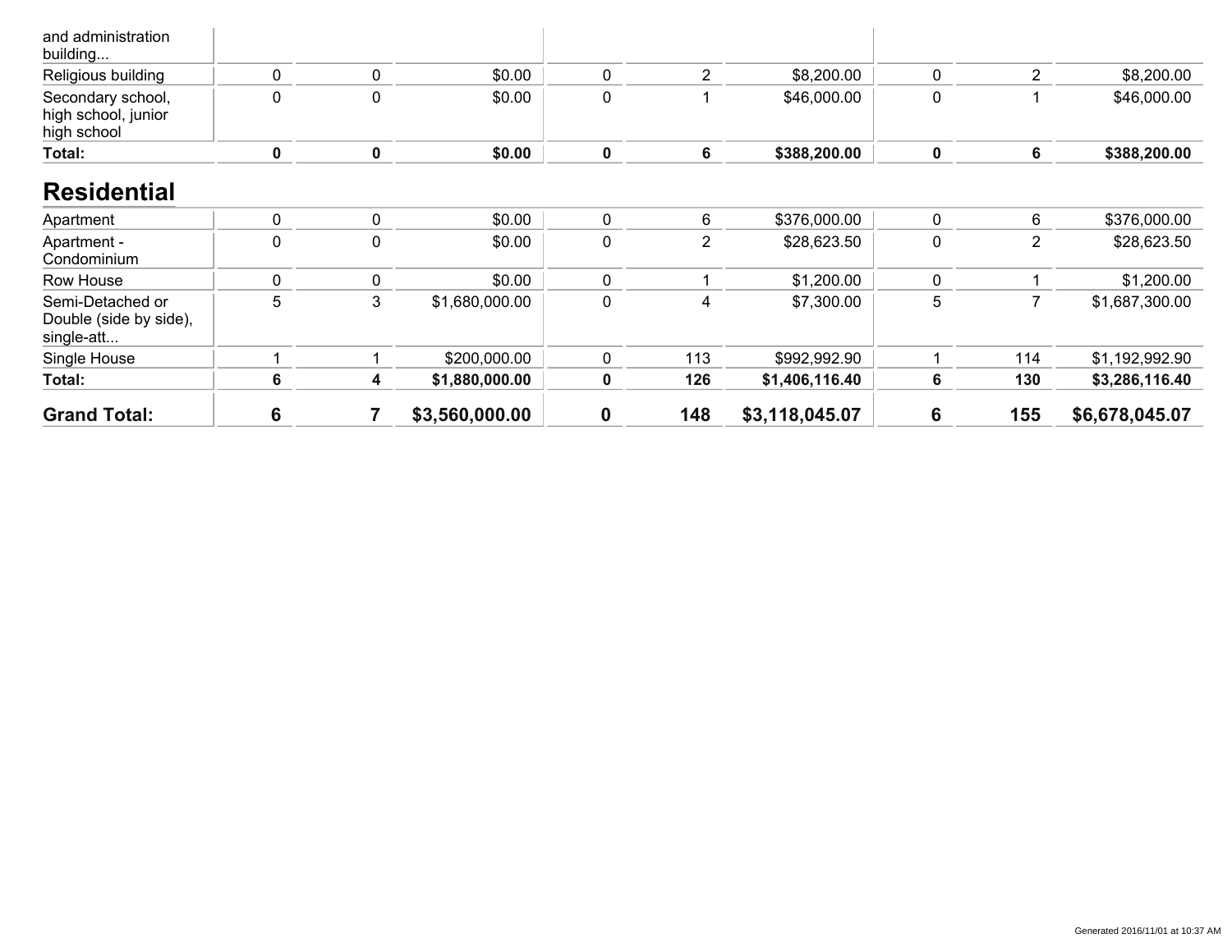| | | | | | | | | | |
|---|---|---|---|---|---|---|---|---|---|
| and administration building... | | | | | | | | | |
| Religious building | 0 | 0 | $0.00 | 0 | 2 | $8,200.00 | 0 | 2 | $8,200.00 |
| Secondary school, high school, junior high school | 0 | 0 | $0.00 | 0 | 1 | $46,000.00 | 0 | 1 | $46,000.00 |
| **Total:** | **0** | **0** | **$0.00** | **0** | **6** | **$388,200.00** | **0** | **6** | **$388,200.00** |

## Residential

| | | | | | | | | | |
|---|---|---|---|---|---|---|---|---|---|
| Apartment | 0 | 0 | $0.00 | 0 | 6 | $376,000.00 | 0 | 6 | $376,000.00 |
| Apartment - Condominium | 0 | 0 | $0.00 | 0 | 2 | $28,623.50 | 0 | 2 | $28,623.50 |
| Row House | 0 | 0 | $0.00 | 0 | 1 | $1,200.00 | 0 | 1 | $1,200.00 |
| Semi-Detached or Double (side by side), single-att... | 5 | 3 | $1,680,000.00 | 0 | 4 | $7,300.00 | 5 | 7 | $1,687,300.00 |
| Single House | 1 | 1 | $200,000.00 | 0 | 113 | $992,992.90 | 1 | 114 | $1,192,992.90 |
| **Total:** | **6** | **4** | **$1,880,000.00** | **0** | **126** | **$1,406,116.40** | **6** | **130** | **$3,286,116.40** |
| **Grand Total:** | **6** | **7** | **$3,560,000.00** | **0** | **148** | **$3,118,045.07** | **6** | **155** | **$6,678,045.07** |

Generated 2016/11/01 at 10:37 AM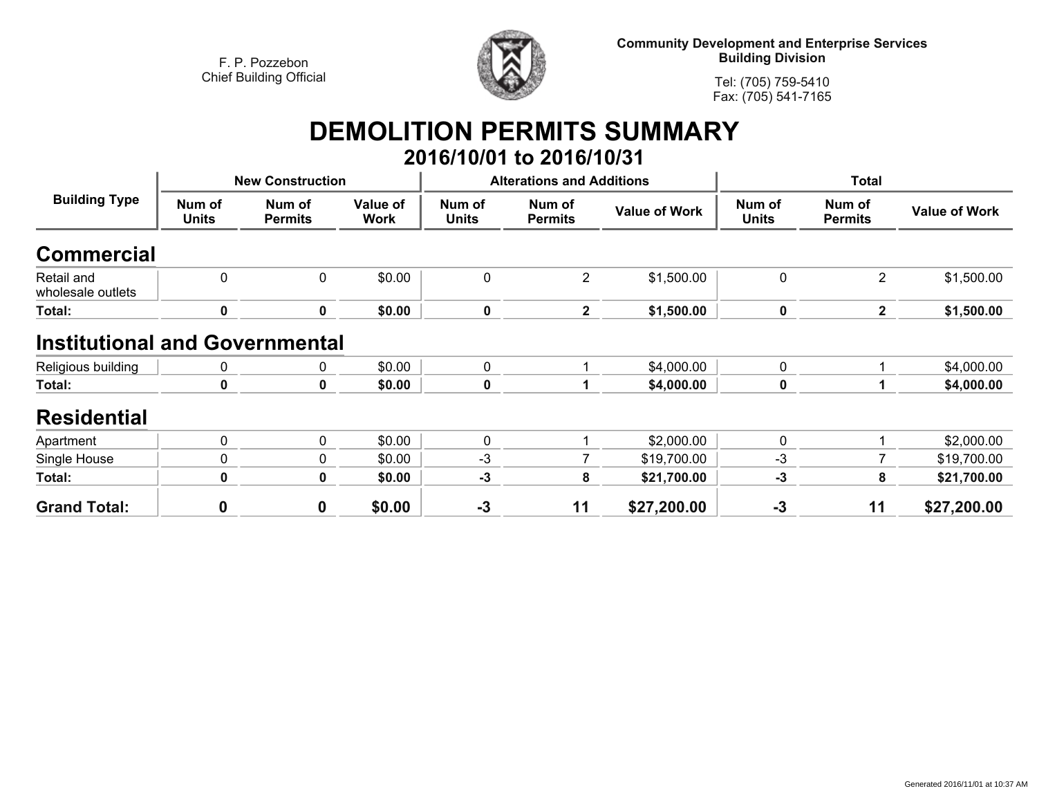F. P. Pozzebon
Chief Building Official

**Community Development and Enterprise Services**
**Building Division**

Tel: (705) 759-5410
Fax: (705) 541-7165

# DEMOLITION PERMITS SUMMARY
## 2016/10/01 to 2016/10/31

| Building Type | New Construction | | | Alterations and Additions | | | Total | | |
|---|---|---|---|---|---|---|---|---|---|
| | Num of Units | Num of Permits | Value of Work | Num of Units | Num of Permits | Value of Work | Num of Units | Num of Permits | Value of Work |
| **Commercial** | | | | | | | | | |
| Retail and wholesale outlets | 0 | 0 | $0.00 | 0 | 2 | $1,500.00 | 0 | 2 | $1,500.00 |
| **Total:** | **0** | **0** | **$0.00** | **0** | **2** | **$1,500.00** | **0** | **2** | **$1,500.00** |
| **Institutional and Governmental** | | | | | | | | | |
| Religious building | 0 | 0 | $0.00 | 0 | 1 | $4,000.00 | 0 | 1 | $4,000.00 |
| **Total:** | **0** | **0** | **$0.00** | **0** | **1** | **$4,000.00** | **0** | **1** | **$4,000.00** |
| **Residential** | | | | | | | | | |
| Apartment | 0 | 0 | $0.00 | 0 | 1 | $2,000.00 | 0 | 1 | $2,000.00 |
| Single House | 0 | 0 | $0.00 | -3 | 7 | $19,700.00 | -3 | 7 | $19,700.00 |
| **Total:** | **0** | **0** | **$0.00** | **-3** | **8** | **$21,700.00** | **-3** | **8** | **$21,700.00** |
| **Grand Total:** | **0** | **0** | **$0.00** | **-3** | **11** | **$27,200.00** | **-3** | **11** | **$27,200.00** |

Generated 2016/11/01 at 10:37 AM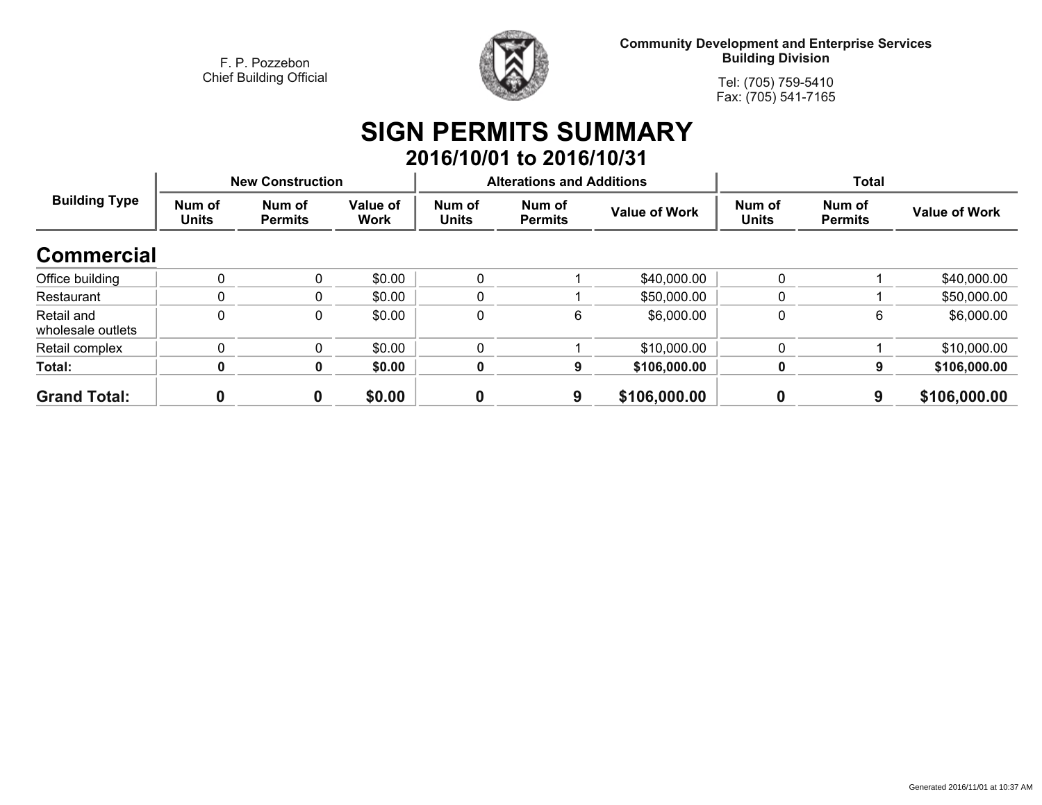F. P. Pozzebon
Chief Building Official

**Community Development and Enterprise Services**
**Building Division**

Tel: (705) 759-5410
Fax: (705) 541-7165

# SIGN PERMITS SUMMARY

## 2016/10/01 to 2016/10/31

| Building Type | New Construction | | | Alterations and Additions | | | Total | | |
|---|---|---|---|---|---|---|---|---|---|
| | Num of Units | Num of Permits | Value of Work | Num of Units | Num of Permits | Value of Work | Num of Units | Num of Permits | Value of Work |
| **Commercial** | | | | | | | | | |
| Office building | 0 | 0 | $0.00 | 0 | 1 | $40,000.00 | 0 | 1 | $40,000.00 |
| Restaurant | 0 | 0 | $0.00 | 0 | 1 | $50,000.00 | 0 | 1 | $50,000.00 |
| Retail and wholesale outlets | 0 | 0 | $0.00 | 0 | 6 | $6,000.00 | 0 | 6 | $6,000.00 |
| Retail complex | 0 | 0 | $0.00 | 0 | 1 | $10,000.00 | 0 | 1 | $10,000.00 |
| **Total:** | **0** | **0** | **$0.00** | **0** | **9** | **$106,000.00** | **0** | **9** | **$106,000.00** |
| **Grand Total:** | **0** | **0** | **$0.00** | **0** | **9** | **$106,000.00** | **0** | **9** | **$106,000.00** |

Generated 2016/11/01 at 10:37 AM